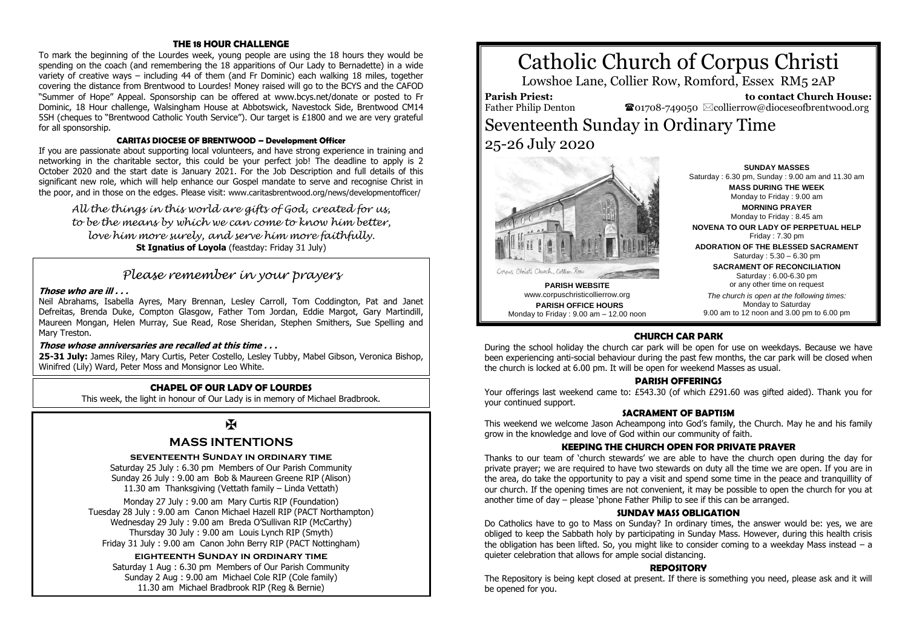# Catholic Church of Corpus Christi

Lowshoe Lane, Collier Row, Romford, Essex RM5 2AP

**Parish Priest:** Father Philip Denton

**to contact Church House:** ☎01708-749050 ✉collierrow@dioceseofbrentwood.org

## Seventeenth Sunday in Ordinary Time

25-26 July 2020

Corpus Christi Church, Collier Row

**PARISH WEBSITE**
www.corpuschristicollierrow.org

**PARISH OFFICE HOURS**
Monday to Friday : 9.00 am – 12.00 noon

**SUNDAY MASSES**
Saturday : 6.30 pm, Sunday : 9.00 am and 11.30 am

**MASS DURING THE WEEK**
Monday to Friday : 9.00 am

**MORNING PRAYER**
Monday to Friday : 8.45 am

**NOVENA TO OUR LADY OF PERPETUAL HELP**
Friday : 7.30 pm

**ADORATION OF THE BLESSED SACRAMENT**
Saturday : 5.30 – 6.30 pm

**SACRAMENT OF RECONCILIATION**
Saturday : 6.00-6.30 pm
or any other time on request

*The church is open at the following times:*
Monday to Saturday
9.00 am to 12 noon and 3.00 pm to 6.00 pm

### CHURCH CAR PARK

During the school holiday the church car park will be open for use on weekdays. Because we have been experiencing anti-social behaviour during the past few months, the car park will be closed when the church is locked at 6.00 pm. It will be open for weekend Masses as usual.

### PARISH OFFERINGS

Your offerings last weekend came to: £543.30 (of which £291.60 was gifted aided). Thank you for your continued support.

### SACRAMENT OF BAPTISM

This weekend we welcome Jason Acheampong into God's family, the Church. May he and his family grow in the knowledge and love of God within our community of faith.

### KEEPING THE CHURCH OPEN FOR PRIVATE PRAYER

Thanks to our team of 'church stewards' we are able to have the church open during the day for private prayer; we are required to have two stewards on duty all the time we are open. If you are in the area, do take the opportunity to pay a visit and spend some time in the peace and tranquillity of our church. If the opening times are not convenient, it may be possible to open the church for you at another time of day – please 'phone Father Philip to see if this can be arranged.

### SUNDAY MASS OBLIGATION

Do Catholics have to go to Mass on Sunday? In ordinary times, the answer would be: yes, we are obliged to keep the Sabbath holy by participating in Sunday Mass. However, during this health crisis the obligation has been lifted. So, you might like to consider coming to a weekday Mass instead – a quieter celebration that allows for ample social distancing.

### REPOSITORY

The Repository is being kept closed at present. If there is something you need, please ask and it will be opened for you.

### THE 18 HOUR CHALLENGE

To mark the beginning of the Lourdes week, young people are using the 18 hours they would be spending on the coach (and remembering the 18 apparitions of Our Lady to Bernadette) in a wide variety of creative ways – including 44 of them (and Fr Dominic) each walking 18 miles, together covering the distance from Brentwood to Lourdes! Money raised will go to the BCYS and the CAFOD "Summer of Hope" Appeal. Sponsorship can be offered at www.bcys.net/donate or posted to Fr Dominic, 18 Hour challenge, Walsingham House at Abbotswick, Navestock Side, Brentwood CM14 5SH (cheques to "Brentwood Catholic Youth Service"). Our target is £1800 and we are very grateful for all sponsorship.

### CARITAS DIOCESE OF BRENTWOOD – Development Officer

If you are passionate about supporting local volunteers, and have strong experience in training and networking in the charitable sector, this could be your perfect job! The deadline to apply is 2 October 2020 and the start date is January 2021. For the Job Description and full details of this significant new role, which will help enhance our Gospel mandate to serve and recognise Christ in the poor, and in those on the edges. Please visit: www.caritasbrentwood.org/news/developmentofficer/

*All the things in this world are gifts of God, created for us, to be the means by which we can come to know him better, love him more surely, and serve him more faithfully.*
**St Ignatius of Loyola** (feastday: Friday 31 July)

## *Please remember in your prayers*

***Those who are ill . . .***

Neil Abrahams, Isabella Ayres, Mary Brennan, Lesley Carroll, Tom Coddington, Pat and Janet Defreitas, Brenda Duke, Compton Glasgow, Father Tom Jordan, Eddie Margot, Gary Martindill, Maureen Mongan, Helen Murray, Sue Read, Rose Sheridan, Stephen Smithers, Sue Spelling and Mary Treston.

***Those whose anniversaries are recalled at this time . . .***

**25-31 July:** James Riley, Mary Curtis, Peter Costello, Lesley Tubby, Mabel Gibson, Veronica Bishop, Winifred (Lily) Ward, Peter Moss and Monsignor Leo White.

### CHAPEL OF OUR LADY OF LOURDES

This week, the light in honour of Our Lady is in memory of Michael Bradbrook.

✠

## MASS INTENTIONS

**SEVENTEENTH SUNDAY IN ORDINARY TIME**

Saturday 25 July : 6.30 pm Members of Our Parish Community
Sunday 26 July : 9.00 am Bob & Maureen Greene RIP (Alison)
11.30 am Thanksgiving (Vettath family – Linda Vettath)

Monday 27 July : 9.00 am Mary Curtis RIP (Foundation)
Tuesday 28 July : 9.00 am Canon Michael Hazell RIP (PACT Northampton)
Wednesday 29 July : 9.00 am Breda O'Sullivan RIP (McCarthy)
Thursday 30 July : 9.00 am Louis Lynch RIP (Smyth)
Friday 31 July : 9.00 am Canon John Berry RIP (PACT Nottingham)

**EIGHTEENTH SUNDAY IN ORDINARY TIME**

Saturday 1 Aug : 6.30 pm Members of Our Parish Community
Sunday 2 Aug : 9.00 am Michael Cole RIP (Cole family)
11.30 am Michael Bradbrook RIP (Reg & Bernie)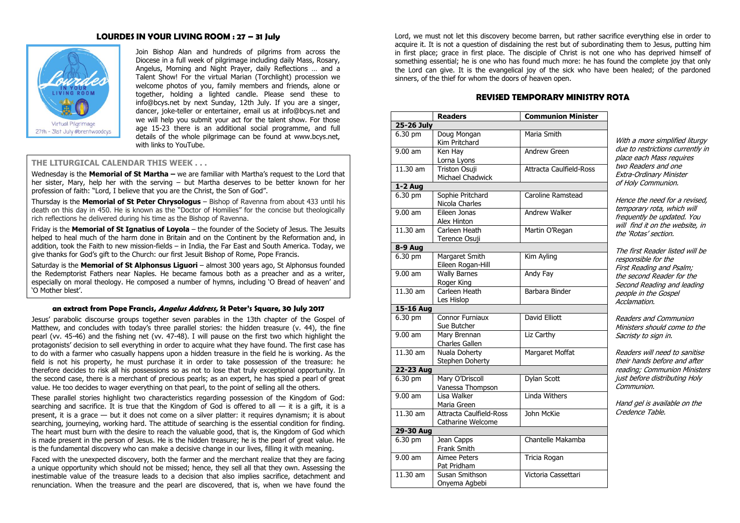## LOURDES IN YOUR LIVING ROOM : 27 – 31 July

Join Bishop Alan and hundreds of pilgrims from across the Diocese in a full week of pilgrimage including daily Mass, Rosary, Angelus, Morning and Night Prayer, daily Reflections … and a Talent Show! For the virtual Marian (Torchlight) procession we welcome photos of you, family members and friends, alone or together, holding a lighted candle. Please send these to info@bcys.net by next Sunday, 12th July. If you are a singer, dancer, joke-teller or entertainer, email us at info@bcys.net and we will help you submit your act for the talent show. For those age 15-23 there is an additional social programme, and full details of the whole pilgrimage can be found at www.bcys.net, with links to YouTube.

## THE LITURGICAL CALENDAR THIS WEEK . . .

Wednesday is the **Memorial of St Martha –** we are familiar with Martha's request to the Lord that her sister, Mary, help her with the serving – but Martha deserves to be better known for her profession of faith: "Lord, I believe that you are the Christ, the Son of God".

Thursday is the **Memorial of St Peter Chrysologus** – Bishop of Ravenna from about 433 until his death on this day in 450. He is known as the "Doctor of Homilies" for the concise but theologically rich reflections he delivered during his time as the Bishop of Ravenna.

Friday is the **Memorial of St Ignatius of Loyola** – the founder of the Society of Jesus. The Jesuits helped to heal much of the harm done in Britain and on the Continent by the Reformation and, in addition, took the Faith to new mission-fields – in India, the Far East and South America. Today, we give thanks for God's gift to the Church: our first Jesuit Bishop of Rome, Pope Francis.

Saturday is the **Memorial of St Alphonsus Liguori** – almost 300 years ago, St Alphonsus founded the Redemptorist Fathers near Naples. He became famous both as a preacher and as a writer, especially on moral theology. He composed a number of hymns, including 'O Bread of heaven' and 'O Mother blest'.

### an extract from Pope Francis, *Angelus Address,* St Peter's Square, 30 July 2017

Jesus' parabolic discourse groups together seven parables in the 13th chapter of the Gospel of Matthew, and concludes with today's three parallel stories: the hidden treasure (v. 44), the fine pearl (vv. 45-46) and the fishing net (vv. 47-48). I will pause on the first two which highlight the protagonists' decision to sell everything in order to acquire what they have found. The first case has to do with a farmer who casually happens upon a hidden treasure in the field he is working. As the field is not his property, he must purchase it in order to take possession of the treasure: he therefore decides to risk all his possessions so as not to lose that truly exceptional opportunity. In the second case, there is a merchant of precious pearls; as an expert, he has spied a pearl of great value. He too decides to wager everything on that pearl, to the point of selling all the others.

These parallel stories highlight two characteristics regarding possession of the Kingdom of God: searching and sacrifice. It is true that the Kingdom of God is offered to all — it is a gift, it is a present, it is a grace — but it does not come on a silver platter: it requires dynamism; it is about searching, journeying, working hard. The attitude of searching is the essential condition for finding. The heart must burn with the desire to reach the valuable good, that is, the Kingdom of God which is made present in the person of Jesus. He is the hidden treasure; he is the pearl of great value. He is the fundamental discovery who can make a decisive change in our lives, filling it with meaning.

Faced with the unexpected discovery, both the farmer and the merchant realize that they are facing a unique opportunity which should not be missed; hence, they sell all that they own. Assessing the inestimable value of the treasure leads to a decision that also implies sacrifice, detachment and renunciation. When the treasure and the pearl are discovered, that is, when we have found the Lord, we must not let this discovery become barren, but rather sacrifice everything else in order to acquire it. It is not a question of disdaining the rest but of subordinating them to Jesus, putting him in first place; grace in first place. The disciple of Christ is not one who has deprived himself of something essential; he is one who has found much more: he has found the complete joy that only the Lord can give. It is the evangelical joy of the sick who have been healed; of the pardoned sinners, of the thief for whom the doors of heaven open.

## REVISED TEMPORARY MINISTRY ROTA

| | Readers | Communion Minister |
|---|---|---|
| **25-26 July** | | |
| 6.30 pm | Doug Mongan<br>Kim Pritchard | Maria Smith |
| 9.00 am | Ken Hay<br>Lorna Lyons | Andrew Green |
| 11.30 am | Triston Osuji<br>Michael Chadwick | Attracta Caulfield-Ross |
| **1-2 Aug** | | |
| 6.30 pm | Sophie Pritchard<br>Nicola Charles | Caroline Ramstead |
| 9.00 am | Eileen Jonas<br>Alex Hinton | Andrew Walker |
| 11.30 am | Carleen Heath<br>Terence Osuji | Martin O'Regan |
| **8-9 Aug** | | |
| 6.30 pm | Margaret Smith<br>Eileen Rogan-Hill | Kim Ayling |
| 9.00 am | Wally Barnes<br>Roger King | Andy Fay |
| 11.30 am | Carleen Heath<br>Les Hislop | Barbara Binder |
| **15-16 Aug** | | |
| 6.30 pm | Connor Furniaux<br>Sue Butcher | David Elliott |
| 9.00 am | Mary Brennan<br>Charles Gallen | Liz Carthy |
| 11.30 am | Nuala Doherty<br>Stephen Doherty | Margaret Moffat |
| **22-23 Aug** | | |
| 6.30 pm | Mary O'Driscoll<br>Vanessa Thompson | Dylan Scott |
| 9.00 am | Lisa Walker<br>Maria Green | Linda Withers |
| 11.30 am | Attracta Caulfield-Ross<br>Catharine Welcome | John McKie |
| **29-30 Aug** | | |
| 6.30 pm | Jean Capps<br>Frank Smith | Chantelle Makamba |
| 9.00 am | Aimee Peters<br>Pat Pridham | Tricia Rogan |
| 11.30 am | Susan Smithson<br>Onyema Agbebi | Victoria Cassettari |

*With a more simplified liturgy due to restrictions currently in place each Mass requires two Readers and one Extra-Ordinary Minister of Holy Communion.*

*Hence the need for a revised, temporary rota, which will frequently be updated. You will find it on the website, in the 'Rotas' section.*

*The first Reader listed will be responsible for the First Reading and Psalm; the second Reader for the Second Reading and leading people in the Gospel Acclamation.*

*Readers and Communion Ministers should come to the Sacristy to sign in.*

*Readers will need to sanitise their hands before and after reading; Communion Ministers just before distributing Holy Communion.*

*Hand gel is available on the Credence Table.*